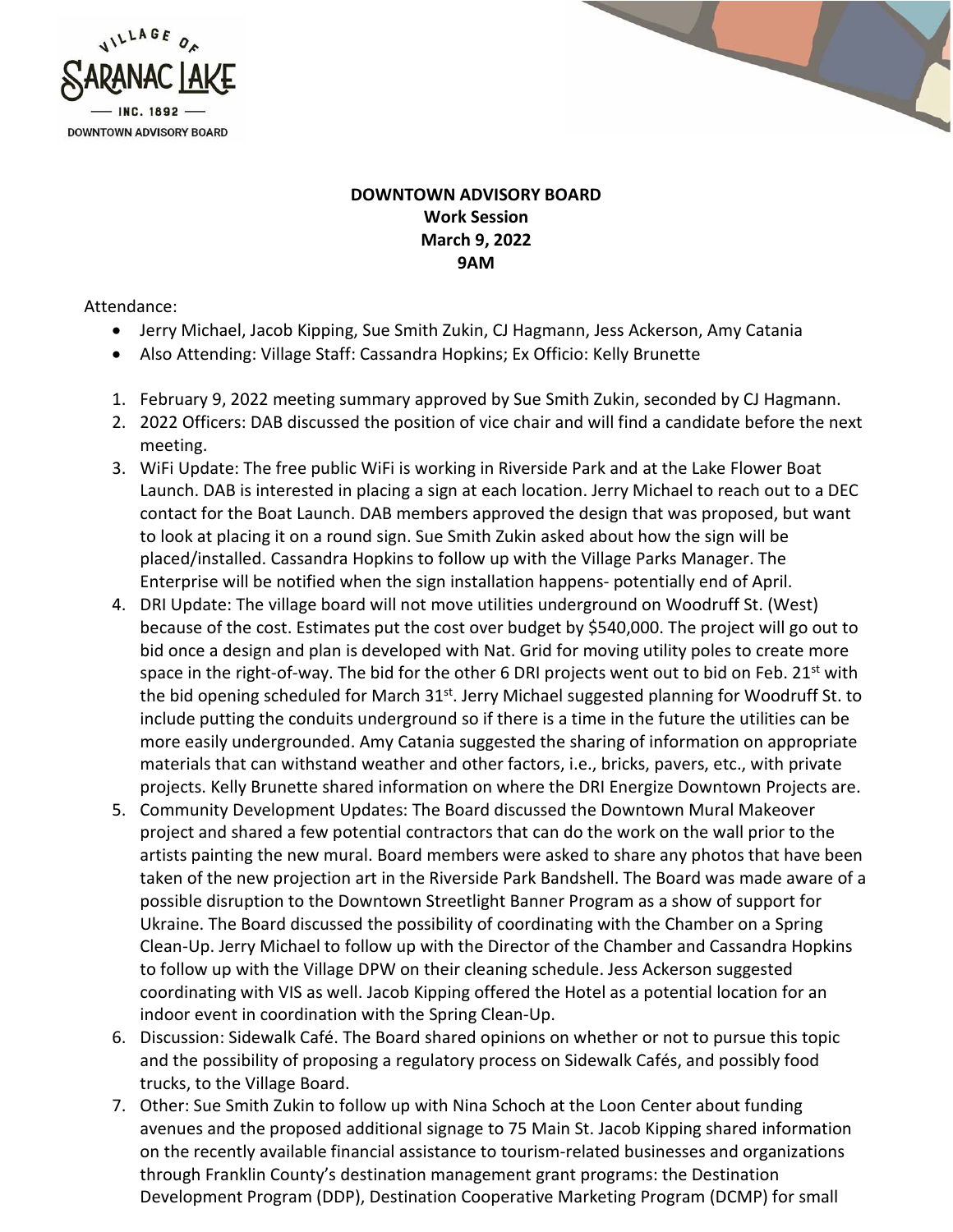VILLAGE OF SARANAC LAKE — INC. 1892 — DOWNTOWN ADVISORY BOARD

**DOWNTOWN ADVISORY BOARD**
**Work Session**
**March 9, 2022**
**9AM**

Attendance:

- Jerry Michael, Jacob Kipping, Sue Smith Zukin, CJ Hagmann, Jess Ackerson, Amy Catania
- Also Attending: Village Staff: Cassandra Hopkins; Ex Officio: Kelly Brunette

1. February 9, 2022 meeting summary approved by Sue Smith Zukin, seconded by CJ Hagmann.
2. 2022 Officers: DAB discussed the position of vice chair and will find a candidate before the next meeting.
3. WiFi Update: The free public WiFi is working in Riverside Park and at the Lake Flower Boat Launch. DAB is interested in placing a sign at each location. Jerry Michael to reach out to a DEC contact for the Boat Launch. DAB members approved the design that was proposed, but want to look at placing it on a round sign. Sue Smith Zukin asked about how the sign will be placed/installed. Cassandra Hopkins to follow up with the Village Parks Manager. The Enterprise will be notified when the sign installation happens- potentially end of April.
4. DRI Update: The village board will not move utilities underground on Woodruff St. (West) because of the cost. Estimates put the cost over budget by $540,000. The project will go out to bid once a design and plan is developed with Nat. Grid for moving utility poles to create more space in the right-of-way. The bid for the other 6 DRI projects went out to bid on Feb. 21st with the bid opening scheduled for March 31st. Jerry Michael suggested planning for Woodruff St. to include putting the conduits underground so if there is a time in the future the utilities can be more easily undergrounded. Amy Catania suggested the sharing of information on appropriate materials that can withstand weather and other factors, i.e., bricks, pavers, etc., with private projects. Kelly Brunette shared information on where the DRI Energize Downtown Projects are.
5. Community Development Updates: The Board discussed the Downtown Mural Makeover project and shared a few potential contractors that can do the work on the wall prior to the artists painting the new mural. Board members were asked to share any photos that have been taken of the new projection art in the Riverside Park Bandshell. The Board was made aware of a possible disruption to the Downtown Streetlight Banner Program as a show of support for Ukraine. The Board discussed the possibility of coordinating with the Chamber on a Spring Clean-Up. Jerry Michael to follow up with the Director of the Chamber and Cassandra Hopkins to follow up with the Village DPW on their cleaning schedule. Jess Ackerson suggested coordinating with VIS as well. Jacob Kipping offered the Hotel as a potential location for an indoor event in coordination with the Spring Clean-Up.
6. Discussion: Sidewalk Café. The Board shared opinions on whether or not to pursue this topic and the possibility of proposing a regulatory process on Sidewalk Cafés, and possibly food trucks, to the Village Board.
7. Other: Sue Smith Zukin to follow up with Nina Schoch at the Loon Center about funding avenues and the proposed additional signage to 75 Main St. Jacob Kipping shared information on the recently available financial assistance to tourism-related businesses and organizations through Franklin County's destination management grant programs: the Destination Development Program (DDP), Destination Cooperative Marketing Program (DCMP) for small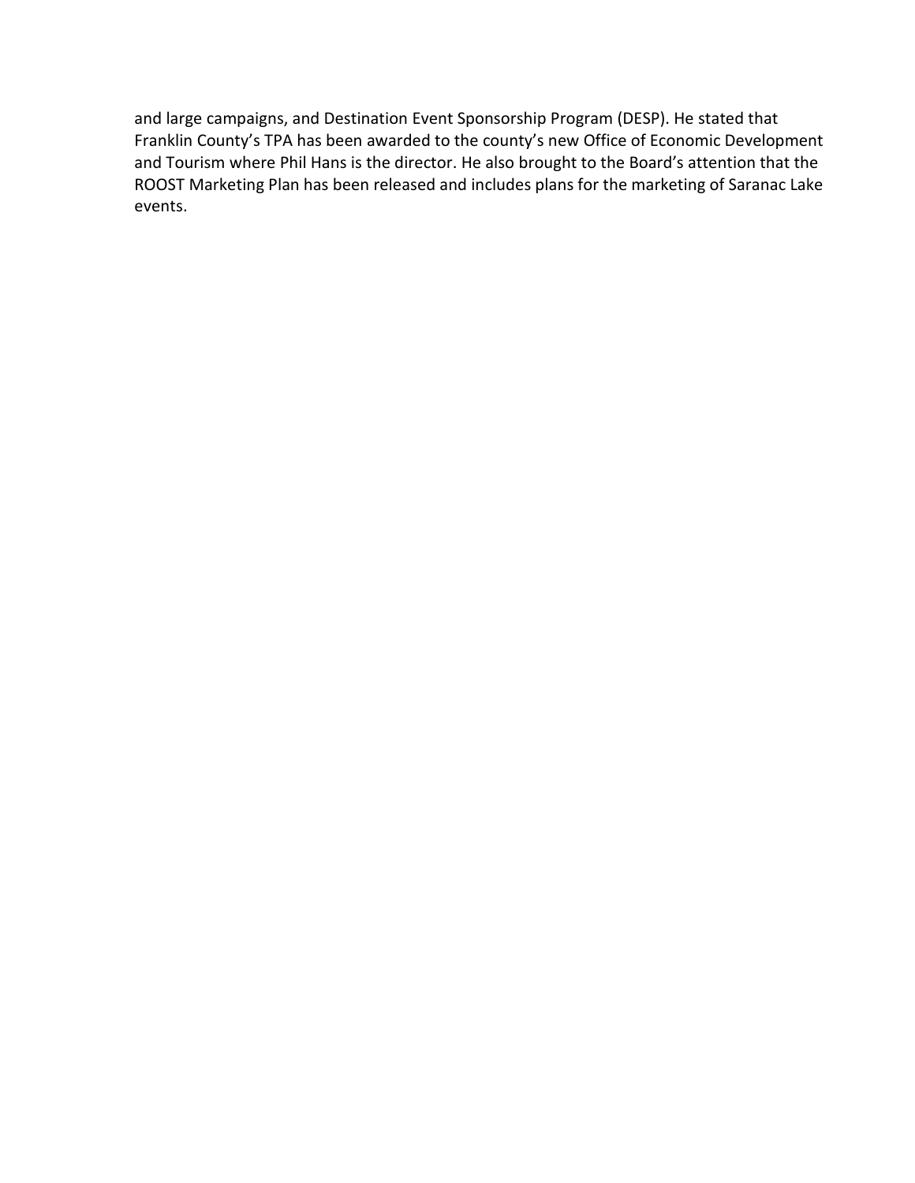and large campaigns, and Destination Event Sponsorship Program (DESP). He stated that Franklin County's TPA has been awarded to the county's new Office of Economic Development and Tourism where Phil Hans is the director. He also brought to the Board's attention that the ROOST Marketing Plan has been released and includes plans for the marketing of Saranac Lake events.